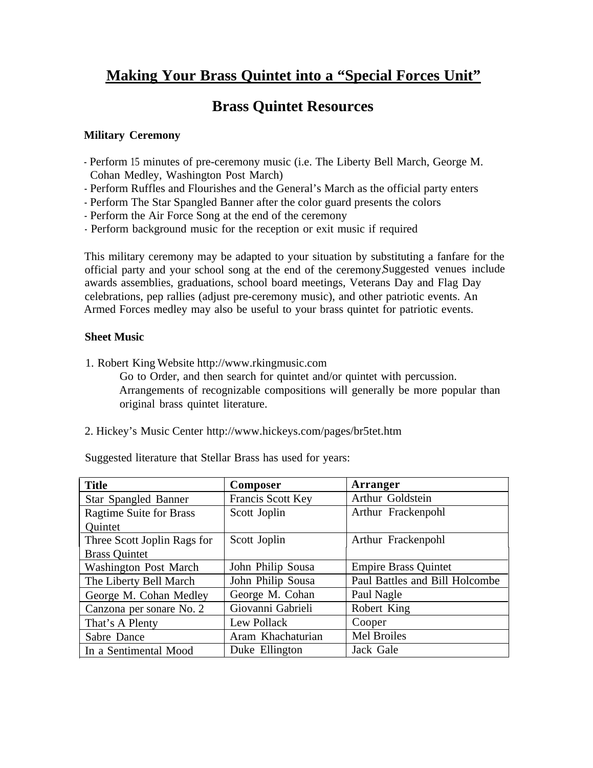# Making Your Brass Quintet into a "Special Forces Unit"

## Brass Quintet Resources

**Military Ceremony**

- Perform 15 minutes of pre-ceremony music (i.e. The Liberty Bell March, George M. Cohan Medley, Washington Post March)
- Perform Ruffles and Flourishes and the General's March as the official party enters
- Perform The Star Spangled Banner after the color guard presents the colors
- Perform the Air Force Song at the end of the ceremony
- Perform background music for the reception or exit music if required

This military ceremony may be adapted to your situation by substituting a fanfare for the official party and your school song at the end of the ceremony. Suggested venues include awards assemblies, graduations, school board meetings, Veterans Day and Flag Day celebrations, pep rallies (adjust pre-ceremony music), and other patriotic events. An Armed Forces medley may also be useful to your brass quintet for patriotic events.

**Sheet Music**

1. Robert King Website http://www.rkingmusic.com

   Go to Order, and then search for quintet and/or quintet with percussion. Arrangements of recognizable compositions will generally be more popular than original brass quintet literature.

2. Hickey's Music Center http://www.hickeys.com/pages/br5tet.htm

Suggested literature that Stellar Brass has used for years:

| Title | Composer | Arranger |
|---|---|---|
| Star Spangled Banner | Francis Scott Key | Arthur Goldstein |
| Ragtime Suite for Brass Quintet | Scott Joplin | Arthur Frackenpohl |
| Three Scott Joplin Rags for Brass Quintet | Scott Joplin | Arthur Frackenpohl |
| Washington Post March | John Philip Sousa | Empire Brass Quintet |
| The Liberty Bell March | John Philip Sousa | Paul Battles and Bill Holcombe |
| George M. Cohan Medley | George M. Cohan | Paul Nagle |
| Canzona per sonare No. 2 | Giovanni Gabrieli | Robert King |
| That's A Plenty | Lew Pollack | Cooper |
| Sabre Dance | Aram Khachaturian | Mel Broiles |
| In a Sentimental Mood | Duke Ellington | Jack Gale |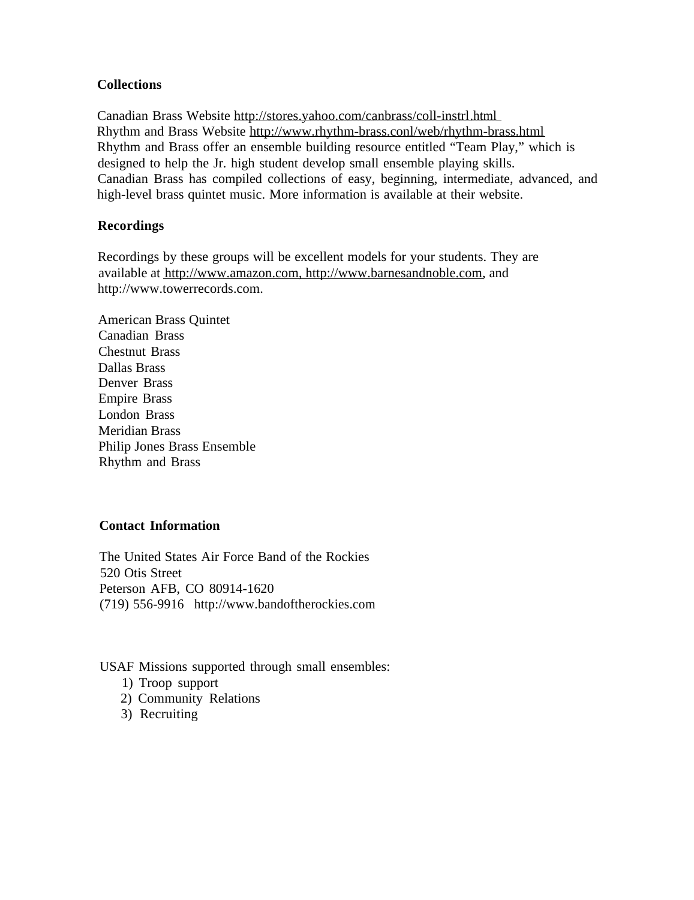**Collections**

Canadian Brass Website http://stores.yahoo.com/canbrass/coll-instrl.html
Rhythm and Brass Website http://www.rhythm-brass.conl/web/rhythm-brass.html
Rhythm and Brass offer an ensemble building resource entitled "Team Play," which is designed to help the Jr. high student develop small ensemble playing skills.
Canadian Brass has compiled collections of easy, beginning, intermediate, advanced, and high-level brass quintet music. More information is available at their website.

**Recordings**

Recordings by these groups will be excellent models for your students. They are available at http://www.amazon.com, http://www.barnesandnoble.com, and http://www.towerrecords.com.

American Brass Quintet
Canadian Brass
Chestnut Brass
Dallas Brass
Denver Brass
Empire Brass
London Brass
Meridian Brass
Philip Jones Brass Ensemble
Rhythm and Brass

**Contact Information**

The United States Air Force Band of the Rockies
520 Otis Street
Peterson AFB, CO 80914-1620
(719) 556-9916 http://www.bandoftherockies.com

USAF Missions supported through small ensembles:

1) Troop support
2) Community Relations
3) Recruiting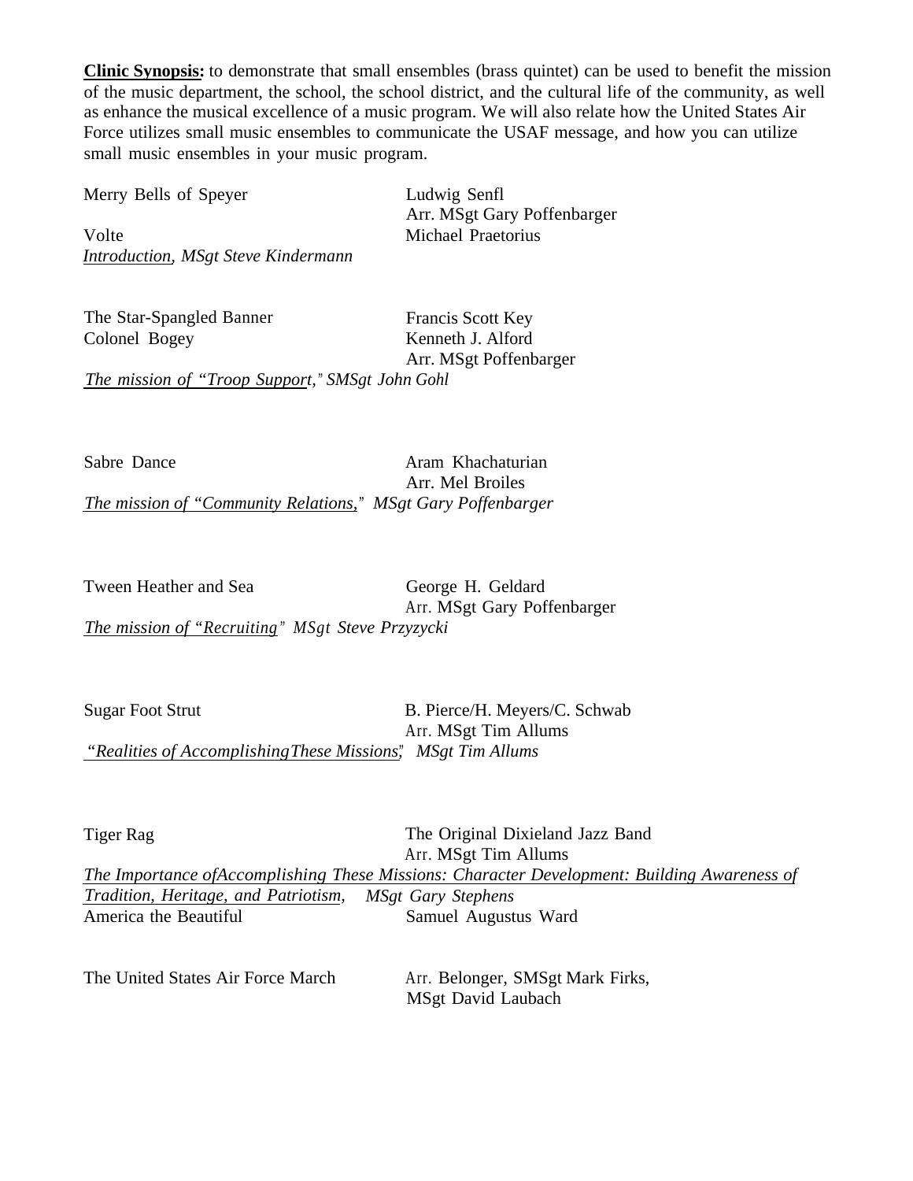**Clinic Synopsis:** to demonstrate that small ensembles (brass quintet) can be used to benefit the mission of the music department, the school, the school district, and the cultural life of the community, as well as enhance the musical excellence of a music program. We will also relate how the United States Air Force utilizes small music ensembles to communicate the USAF message, and how you can utilize small music ensembles in your music program.

Merry Bells of Speyer — Ludwig Senfl, Arr. MSgt Gary Poffenbarger

Volte — Michael Praetorius

*Introduction, MSgt Steve Kindermann*

The Star-Spangled Banner — Francis Scott Key

Colonel Bogey — Kenneth J. Alford, Arr. MSgt Poffenbarger

*The mission of "Troop Support," SMSgt John Gohl*

Sabre Dance — Aram Khachaturian, Arr. Mel Broiles

*The mission of "Community Relations," MSgt Gary Poffenbarger*

Tween Heather and Sea — George H. Geldard, Arr. MSgt Gary Poffenbarger

*The mission of "Recruiting" MSgt Steve Przyzycki*

Sugar Foot Strut — B. Pierce/H. Meyers/C. Schwab, Arr. MSgt Tim Allums

*"Realities of Accomplishing These Missions," MSgt Tim Allums*

Tiger Rag — The Original Dixieland Jazz Band, Arr. MSgt Tim Allums

*The Importance of Accomplishing These Missions: Character Development: Building Awareness of Tradition, Heritage, and Patriotism, MSgt Gary Stephens*

America the Beautiful — Samuel Augustus Ward

The United States Air Force March — Arr. Belonger, SMSgt Mark Firks, MSgt David Laubach